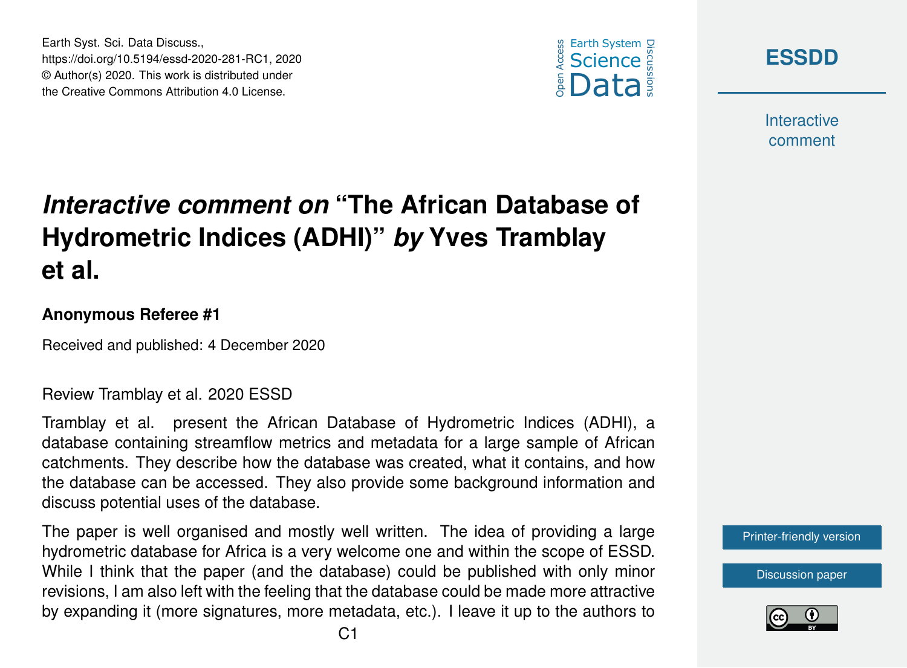# *Interactive comment on* "The African Database of Hydrometric Indices (ADHI)" *by* Yves Tramblay et al.

**Anonymous Referee #1**

Received and published: 4 December 2020

Review Tramblay et al. 2020 ESSD

Tramblay et al. present the African Database of Hydrometric Indices (ADHI), a database containing streamflow metrics and metadata for a large sample of African catchments. They describe how the database was created, what it contains, and how the database can be accessed. They also provide some background information and discuss potential uses of the database.

The paper is well organised and mostly well written. The idea of providing a large hydrometric database for Africa is a very welcome one and within the scope of ESSD. While I think that the paper (and the database) could be published with only minor revisions, I am also left with the feeling that the database could be made more attractive by expanding it (more signatures, more metadata, etc.). I leave it up to the authors to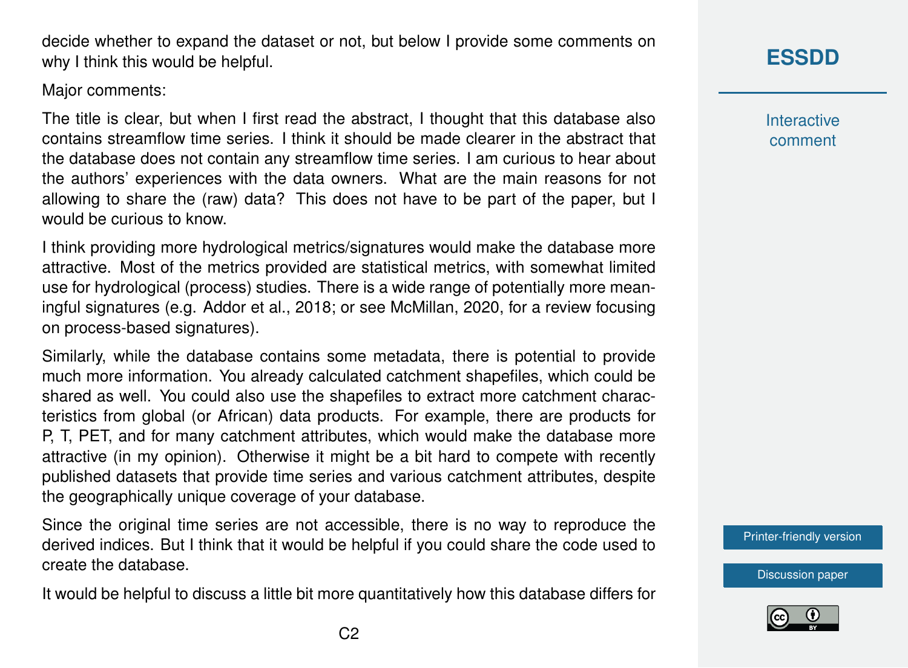decide whether to expand the dataset or not, but below I provide some comments on why I think this would be helpful.

Major comments:

The title is clear, but when I first read the abstract, I thought that this database also contains streamflow time series. I think it should be made clearer in the abstract that the database does not contain any streamflow time series. I am curious to hear about the authors' experiences with the data owners. What are the main reasons for not allowing to share the (raw) data? This does not have to be part of the paper, but I would be curious to know.

I think providing more hydrological metrics/signatures would make the database more attractive. Most of the metrics provided are statistical metrics, with somewhat limited use for hydrological (process) studies. There is a wide range of potentially more meaningful signatures (e.g. Addor et al., 2018; or see McMillan, 2020, for a review focusing on process-based signatures).

Similarly, while the database contains some metadata, there is potential to provide much more information. You already calculated catchment shapefiles, which could be shared as well. You could also use the shapefiles to extract more catchment characteristics from global (or African) data products. For example, there are products for P, T, PET, and for many catchment attributes, which would make the database more attractive (in my opinion). Otherwise it might be a bit hard to compete with recently published datasets that provide time series and various catchment attributes, despite the geographically unique coverage of your database.

Since the original time series are not accessible, there is no way to reproduce the derived indices. But I think that it would be helpful if you could share the code used to create the database.

It would be helpful to discuss a little bit more quantitatively how this database differs for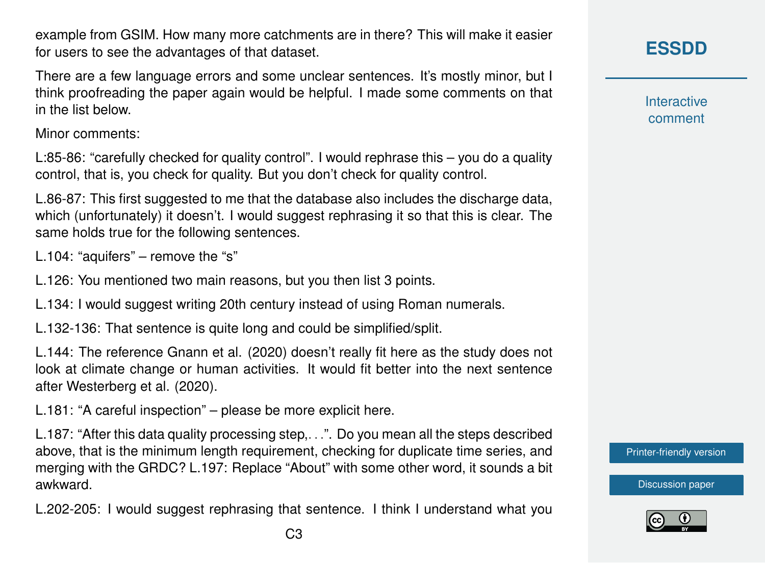example from GSIM. How many more catchments are in there? This will make it easier for users to see the advantages of that dataset.

There are a few language errors and some unclear sentences. It's mostly minor, but I think proofreading the paper again would be helpful. I made some comments on that in the list below.

Minor comments:

L:85-86: "carefully checked for quality control". I would rephrase this – you do a quality control, that is, you check for quality. But you don't check for quality control.

L.86-87: This first suggested to me that the database also includes the discharge data, which (unfortunately) it doesn't. I would suggest rephrasing it so that this is clear. The same holds true for the following sentences.

L.104: "aquifers" – remove the "s"

L.126: You mentioned two main reasons, but you then list 3 points.

L.134: I would suggest writing 20th century instead of using Roman numerals.

L.132-136: That sentence is quite long and could be simplified/split.

L.144: The reference Gnann et al. (2020) doesn't really fit here as the study does not look at climate change or human activities. It would fit better into the next sentence after Westerberg et al. (2020).

L.181: "A careful inspection" – please be more explicit here.

L.187: "After this data quality processing step,. . .". Do you mean all the steps described above, that is the minimum length requirement, checking for duplicate time series, and merging with the GRDC? L.197: Replace "About" with some other word, it sounds a bit awkward.

L.202-205: I would suggest rephrasing that sentence. I think I understand what you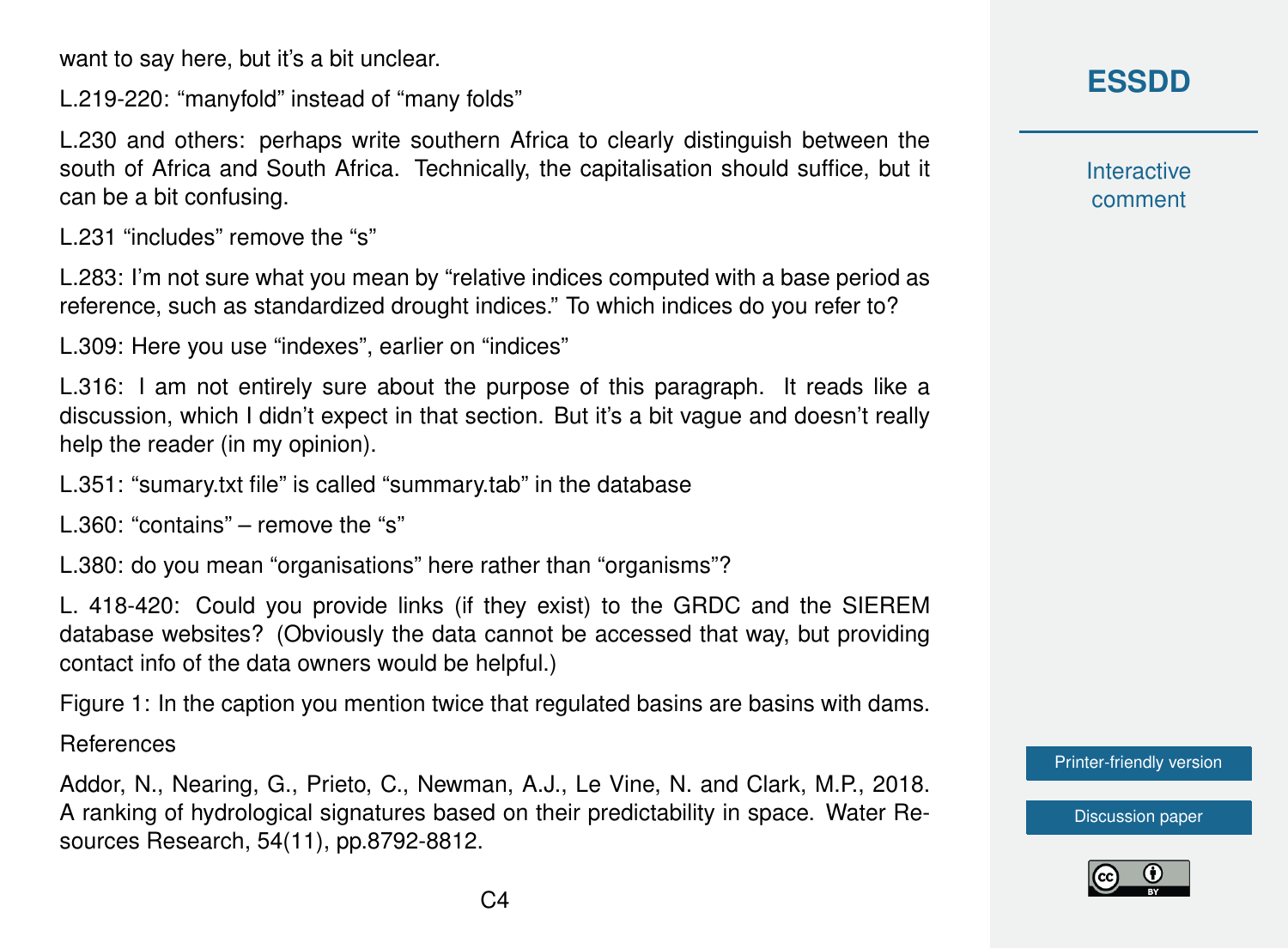want to say here, but it's a bit unclear.

L.219-220: "manyfold" instead of "many folds"

L.230 and others: perhaps write southern Africa to clearly distinguish between the south of Africa and South Africa. Technically, the capitalisation should suffice, but it can be a bit confusing.

L.231 "includes" remove the "s"

L.283: I'm not sure what you mean by "relative indices computed with a base period as reference, such as standardized drought indices." To which indices do you refer to?

L.309: Here you use "indexes", earlier on "indices"

L.316: I am not entirely sure about the purpose of this paragraph. It reads like a discussion, which I didn't expect in that section. But it's a bit vague and doesn't really help the reader (in my opinion).

L.351: "sumary.txt file" is called "summary.tab" in the database

L.360: "contains" – remove the "s"

L.380: do you mean "organisations" here rather than "organisms"?

L. 418-420: Could you provide links (if they exist) to the GRDC and the SIEREM database websites? (Obviously the data cannot be accessed that way, but providing contact info of the data owners would be helpful.)

Figure 1: In the caption you mention twice that regulated basins are basins with dams.

References

Addor, N., Nearing, G., Prieto, C., Newman, A.J., Le Vine, N. and Clark, M.P., 2018. A ranking of hydrological signatures based on their predictability in space. Water Resources Research, 54(11), pp.8792-8812.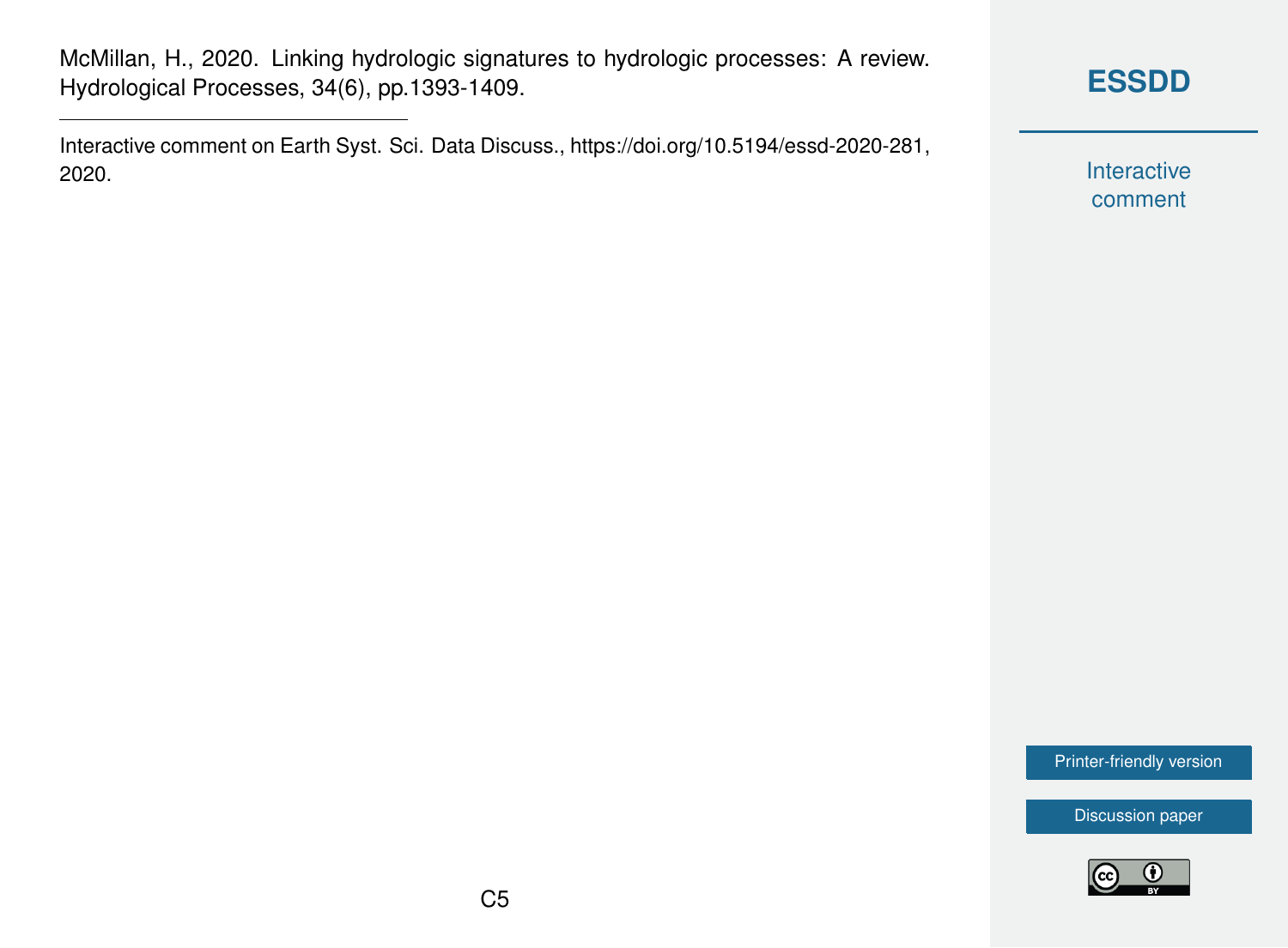McMillan, H., 2020. Linking hydrologic signatures to hydrologic processes: A review. Hydrological Processes, 34(6), pp.1393-1409.

---

Interactive comment on Earth Syst. Sci. Data Discuss., https://doi.org/10.5194/essd-2020-281, 2020.